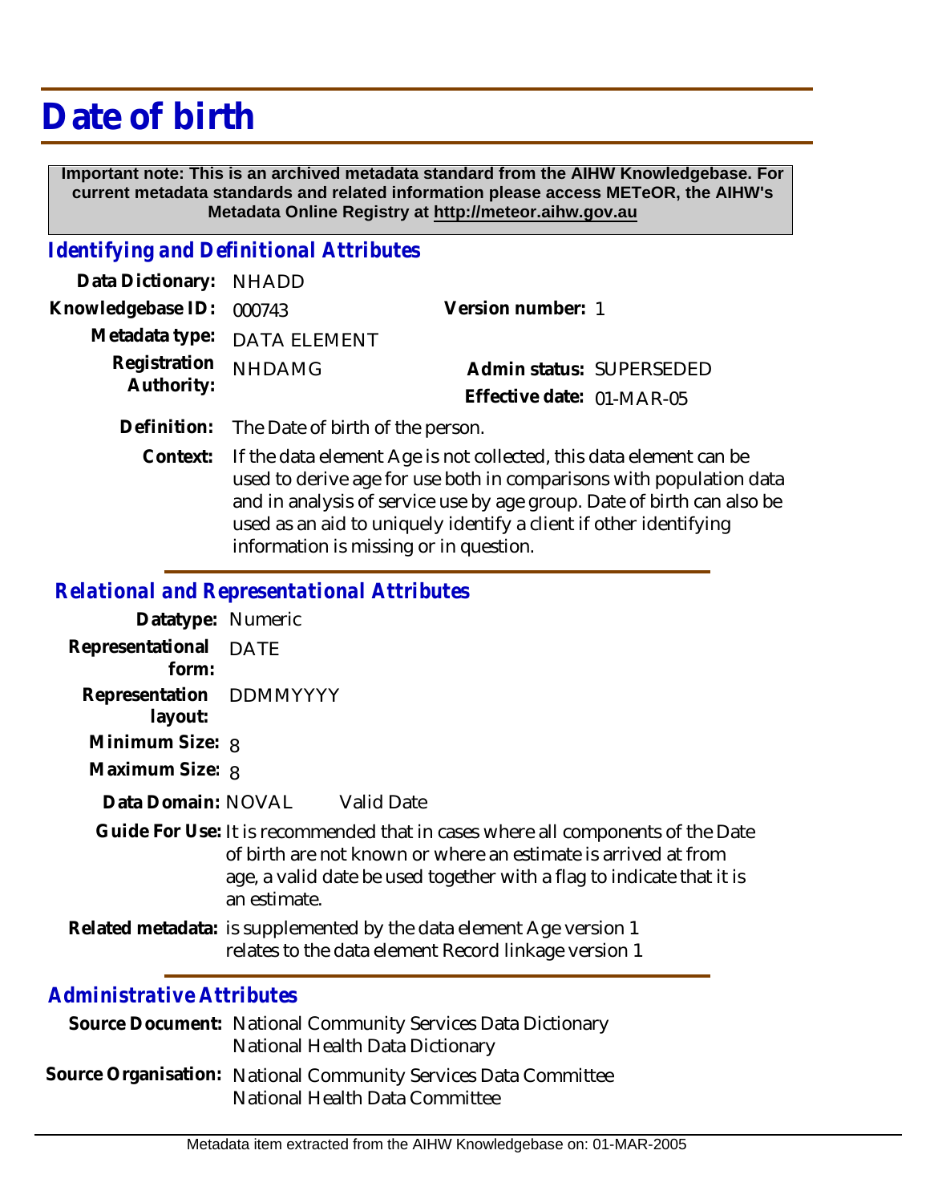# Date of birth

**Important note: This is an archived metadata standard from the AIHW Knowledgebase. For current metadata standards and related information please access METeOR, the AIHW's Metadata Online Registry at http://meteor.aihw.gov.au**

## *Identifying and Definitional Attributes*

**Data Dictionary:** NHADD

**Knowledgebase ID:** 000743

**Version number:** 1

**Metadata type:** DATA ELEMENT

**Registration Authority:** NHDAMG

**Admin status:** SUPERSEDED

**Effective date:** 01-MAR-05

**Definition:** The Date of birth of the person.

**Context:** If the data element Age is not collected, this data element can be used to derive age for use both in comparisons with population data and in analysis of service use by age group. Date of birth can also be used as an aid to uniquely identify a client if other identifying information is missing or in question.

## *Relational and Representational Attributes*

**Datatype:** Numeric

**Representational form:** DATE

**Representation layout:** DDMMYYYY

**Minimum Size:** 8

**Maximum Size:** 8

**Data Domain:** NOVAL Valid Date

**Guide For Use:** It is recommended that in cases where all components of the Date of birth are not known or where an estimate is arrived at from age, a valid date be used together with a flag to indicate that it is an estimate.

**Related metadata:** is supplemented by the data element Age version 1
relates to the data element Record linkage version 1

## *Administrative Attributes*

**Source Document:** National Community Services Data Dictionary
National Health Data Dictionary

**Source Organisation:** National Community Services Data Committee
National Health Data Committee

Metadata item extracted from the AIHW Knowledgebase on: 01-MAR-2005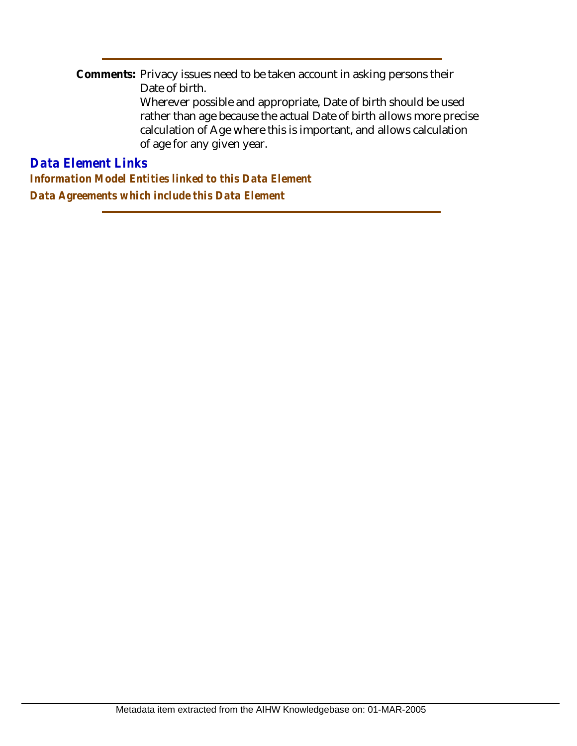**Comments:** Privacy issues need to be taken account in asking persons their Date of birth.

Wherever possible and appropriate, Date of birth should be used rather than age because the actual Date of birth allows more precise calculation of Age where this is important, and allows calculation of age for any given year.

## Data Element Links

***Information Model Entities linked to this Data Element***

***Data Agreements which include this Data Element***

Metadata item extracted from the AIHW Knowledgebase on: 01-MAR-2005